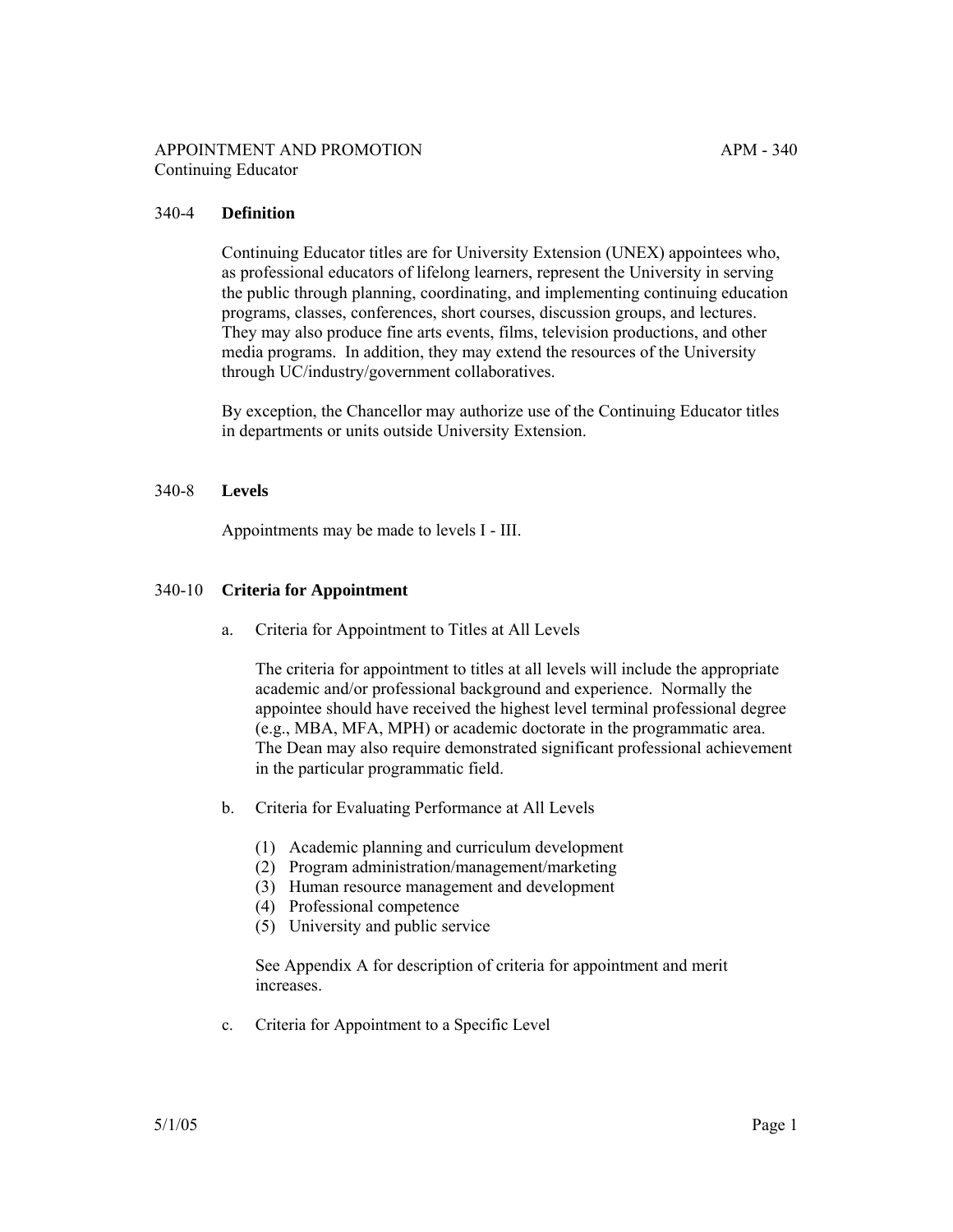# APPOINTMENT AND PROMOTION — APM - 340
## Continuing Educator

### 340-4 **Definition**

Continuing Educator titles are for University Extension (UNEX) appointees who, as professional educators of lifelong learners, represent the University in serving the public through planning, coordinating, and implementing continuing education programs, classes, conferences, short courses, discussion groups, and lectures. They may also produce fine arts events, films, television productions, and other media programs. In addition, they may extend the resources of the University through UC/industry/government collaboratives.

By exception, the Chancellor may authorize use of the Continuing Educator titles in departments or units outside University Extension.

### 340-8 **Levels**

Appointments may be made to levels I - III.

### 340-10 **Criteria for Appointment**

a. Criteria for Appointment to Titles at All Levels

The criteria for appointment to titles at all levels will include the appropriate academic and/or professional background and experience. Normally the appointee should have received the highest level terminal professional degree (e.g., MBA, MFA, MPH) or academic doctorate in the programmatic area. The Dean may also require demonstrated significant professional achievement in the particular programmatic field.

b. Criteria for Evaluating Performance at All Levels

(1) Academic planning and curriculum development
(2) Program administration/management/marketing
(3) Human resource management and development
(4) Professional competence
(5) University and public service

See Appendix A for description of criteria for appointment and merit increases.

c. Criteria for Appointment to a Specific Level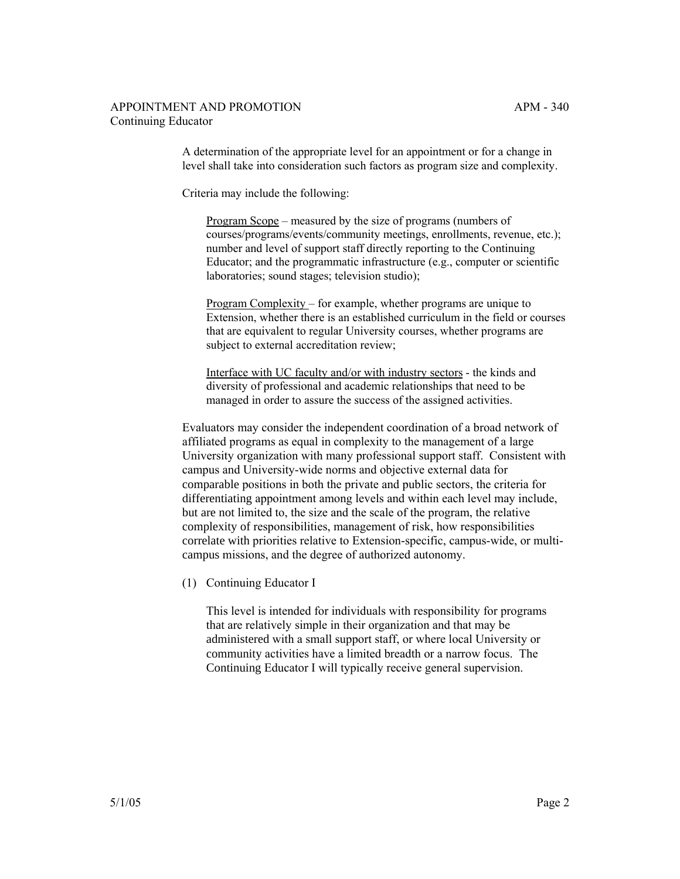A determination of the appropriate level for an appointment or for a change in level shall take into consideration such factors as program size and complexity.

Criteria may include the following:

Program Scope – measured by the size of programs (numbers of courses/programs/events/community meetings, enrollments, revenue, etc.); number and level of support staff directly reporting to the Continuing Educator; and the programmatic infrastructure (e.g., computer or scientific laboratories; sound stages; television studio);

Program Complexity – for example, whether programs are unique to Extension, whether there is an established curriculum in the field or courses that are equivalent to regular University courses, whether programs are subject to external accreditation review;

Interface with UC faculty and/or with industry sectors - the kinds and diversity of professional and academic relationships that need to be managed in order to assure the success of the assigned activities.

Evaluators may consider the independent coordination of a broad network of affiliated programs as equal in complexity to the management of a large University organization with many professional support staff. Consistent with campus and University-wide norms and objective external data for comparable positions in both the private and public sectors, the criteria for differentiating appointment among levels and within each level may include, but are not limited to, the size and the scale of the program, the relative complexity of responsibilities, management of risk, how responsibilities correlate with priorities relative to Extension-specific, campus-wide, or multi-campus missions, and the degree of authorized autonomy.

(1) Continuing Educator I

This level is intended for individuals with responsibility for programs that are relatively simple in their organization and that may be administered with a small support staff, or where local University or community activities have a limited breadth or a narrow focus. The Continuing Educator I will typically receive general supervision.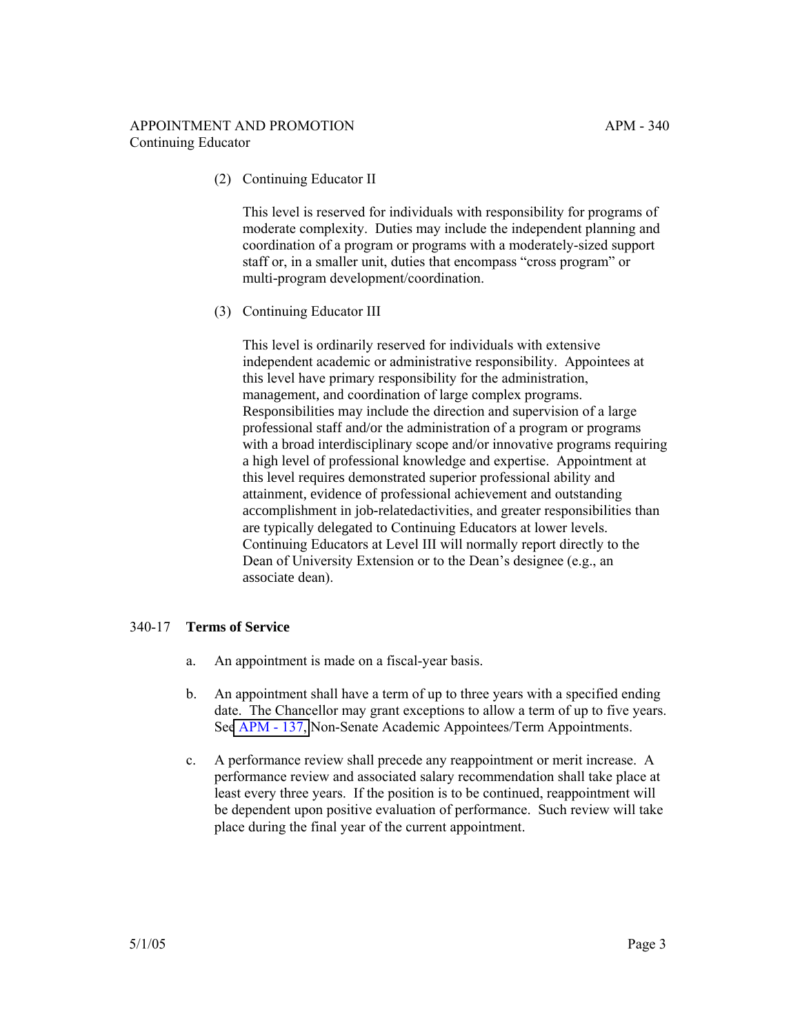(2) Continuing Educator II

This level is reserved for individuals with responsibility for programs of moderate complexity. Duties may include the independent planning and coordination of a program or programs with a moderately-sized support staff or, in a smaller unit, duties that encompass "cross program" or multi-program development/coordination.

(3) Continuing Educator III

This level is ordinarily reserved for individuals with extensive independent academic or administrative responsibility. Appointees at this level have primary responsibility for the administration, management, and coordination of large complex programs. Responsibilities may include the direction and supervision of a large professional staff and/or the administration of a program or programs with a broad interdisciplinary scope and/or innovative programs requiring a high level of professional knowledge and expertise. Appointment at this level requires demonstrated superior professional ability and attainment, evidence of professional achievement and outstanding accomplishment in job-relatedactivities, and greater responsibilities than are typically delegated to Continuing Educators at lower levels. Continuing Educators at Level III will normally report directly to the Dean of University Extension or to the Dean's designee (e.g., an associate dean).

## 340-17 **Terms of Service**

a. An appointment is made on a fiscal-year basis.

b. An appointment shall have a term of up to three years with a specified ending date. The Chancellor may grant exceptions to allow a term of up to five years. See APM - 137, Non-Senate Academic Appointees/Term Appointments.

c. A performance review shall precede any reappointment or merit increase. A performance review and associated salary recommendation shall take place at least every three years. If the position is to be continued, reappointment will be dependent upon positive evaluation of performance. Such review will take place during the final year of the current appointment.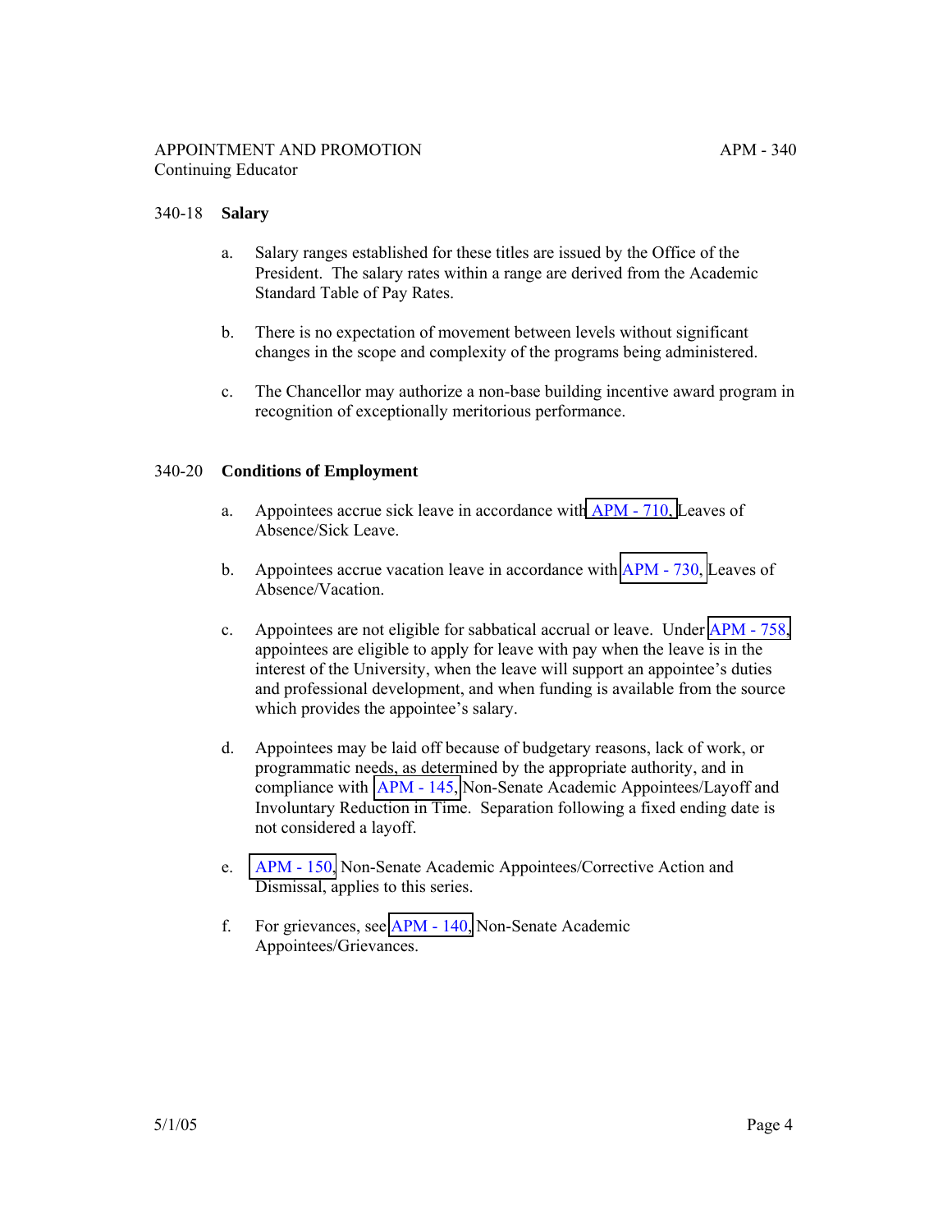## 340-18 Salary

a. Salary ranges established for these titles are issued by the Office of the President. The salary rates within a range are derived from the Academic Standard Table of Pay Rates.

b. There is no expectation of movement between levels without significant changes in the scope and complexity of the programs being administered.

c. The Chancellor may authorize a non-base building incentive award program in recognition of exceptionally meritorious performance.

## 340-20 Conditions of Employment

a. Appointees accrue sick leave in accordance with APM - 710, Leaves of Absence/Sick Leave.

b. Appointees accrue vacation leave in accordance with APM - 730, Leaves of Absence/Vacation.

c. Appointees are not eligible for sabbatical accrual or leave. Under APM - 758, appointees are eligible to apply for leave with pay when the leave is in the interest of the University, when the leave will support an appointee's duties and professional development, and when funding is available from the source which provides the appointee's salary.

d. Appointees may be laid off because of budgetary reasons, lack of work, or programmatic needs, as determined by the appropriate authority, and in compliance with APM - 145, Non-Senate Academic Appointees/Layoff and Involuntary Reduction in Time. Separation following a fixed ending date is not considered a layoff.

e. APM - 150, Non-Senate Academic Appointees/Corrective Action and Dismissal, applies to this series.

f. For grievances, see APM - 140, Non-Senate Academic Appointees/Grievances.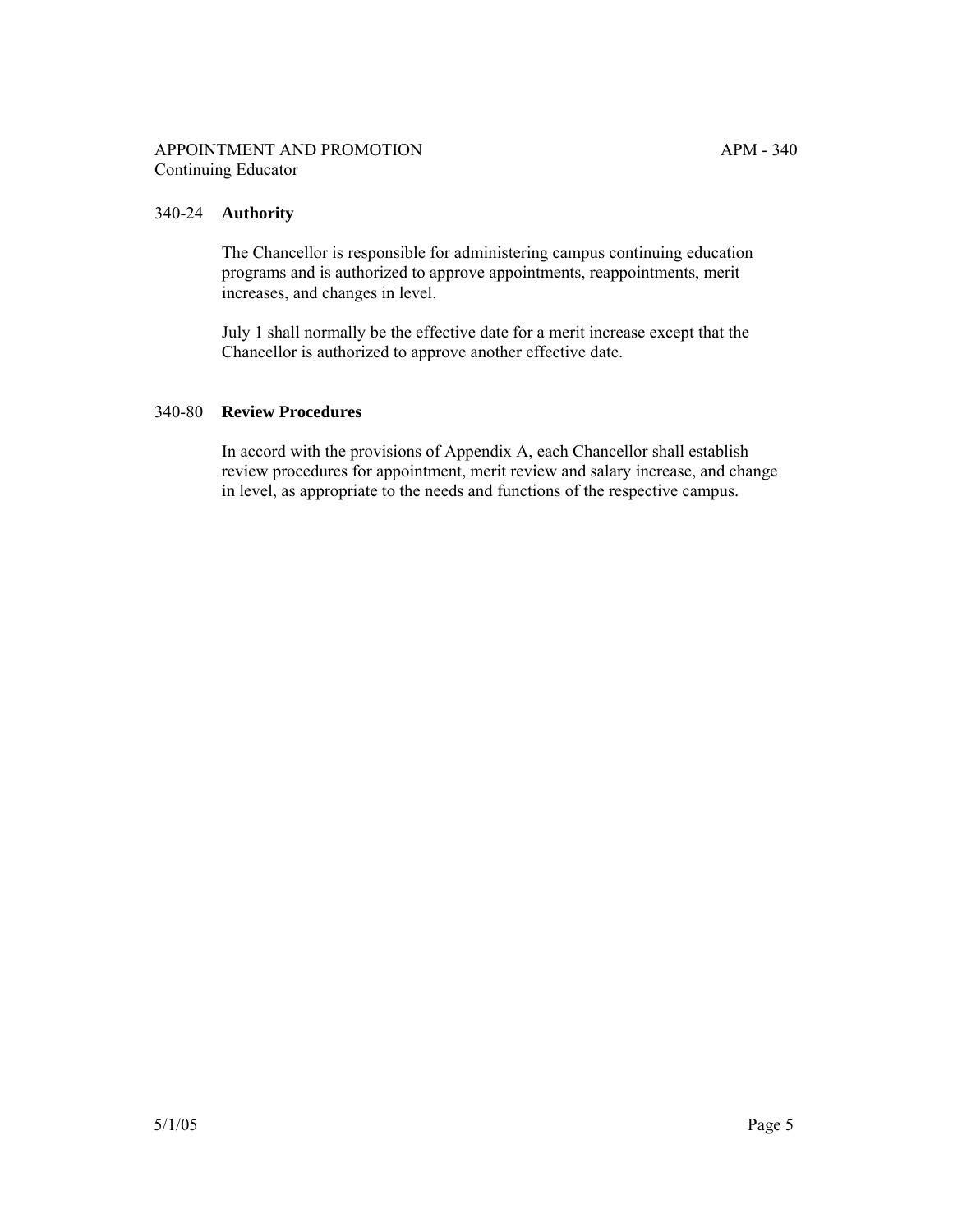## 340-24 **Authority**

The Chancellor is responsible for administering campus continuing education programs and is authorized to approve appointments, reappointments, merit increases, and changes in level.

July 1 shall normally be the effective date for a merit increase except that the Chancellor is authorized to approve another effective date.

## 340-80 **Review Procedures**

In accord with the provisions of Appendix A, each Chancellor shall establish review procedures for appointment, merit review and salary increase, and change in level, as appropriate to the needs and functions of the respective campus.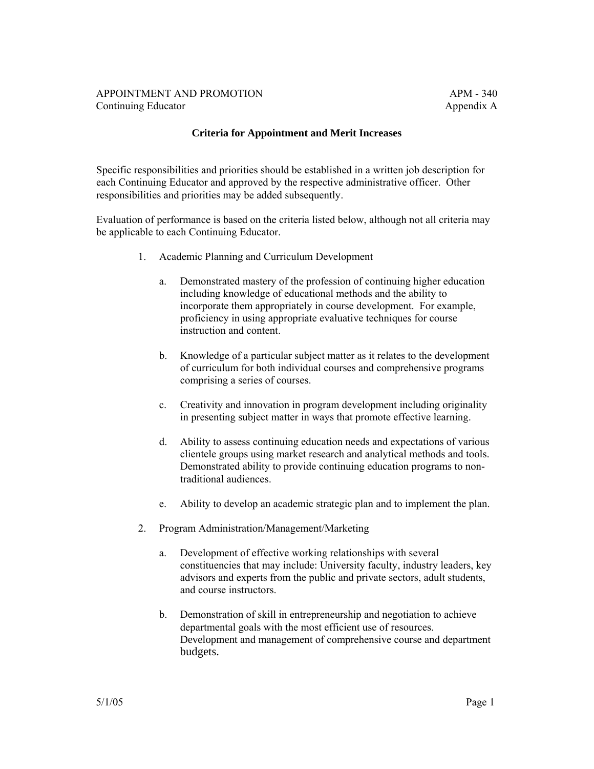APPOINTMENT AND PROMOTION — APM - 340
Continuing Educator — Appendix A

### Criteria for Appointment and Merit Increases

Specific responsibilities and priorities should be established in a written job description for each Continuing Educator and approved by the respective administrative officer. Other responsibilities and priorities may be added subsequently.

Evaluation of performance is based on the criteria listed below, although not all criteria may be applicable to each Continuing Educator.

1. Academic Planning and Curriculum Development

   a. Demonstrated mastery of the profession of continuing higher education including knowledge of educational methods and the ability to incorporate them appropriately in course development. For example, proficiency in using appropriate evaluative techniques for course instruction and content.

   b. Knowledge of a particular subject matter as it relates to the development of curriculum for both individual courses and comprehensive programs comprising a series of courses.

   c. Creativity and innovation in program development including originality in presenting subject matter in ways that promote effective learning.

   d. Ability to assess continuing education needs and expectations of various clientele groups using market research and analytical methods and tools. Demonstrated ability to provide continuing education programs to non-traditional audiences.

   e. Ability to develop an academic strategic plan and to implement the plan.

2. Program Administration/Management/Marketing

   a. Development of effective working relationships with several constituencies that may include: University faculty, industry leaders, key advisors and experts from the public and private sectors, adult students, and course instructors.

   b. Demonstration of skill in entrepreneurship and negotiation to achieve departmental goals with the most efficient use of resources. Development and management of comprehensive course and department budgets.

5/1/05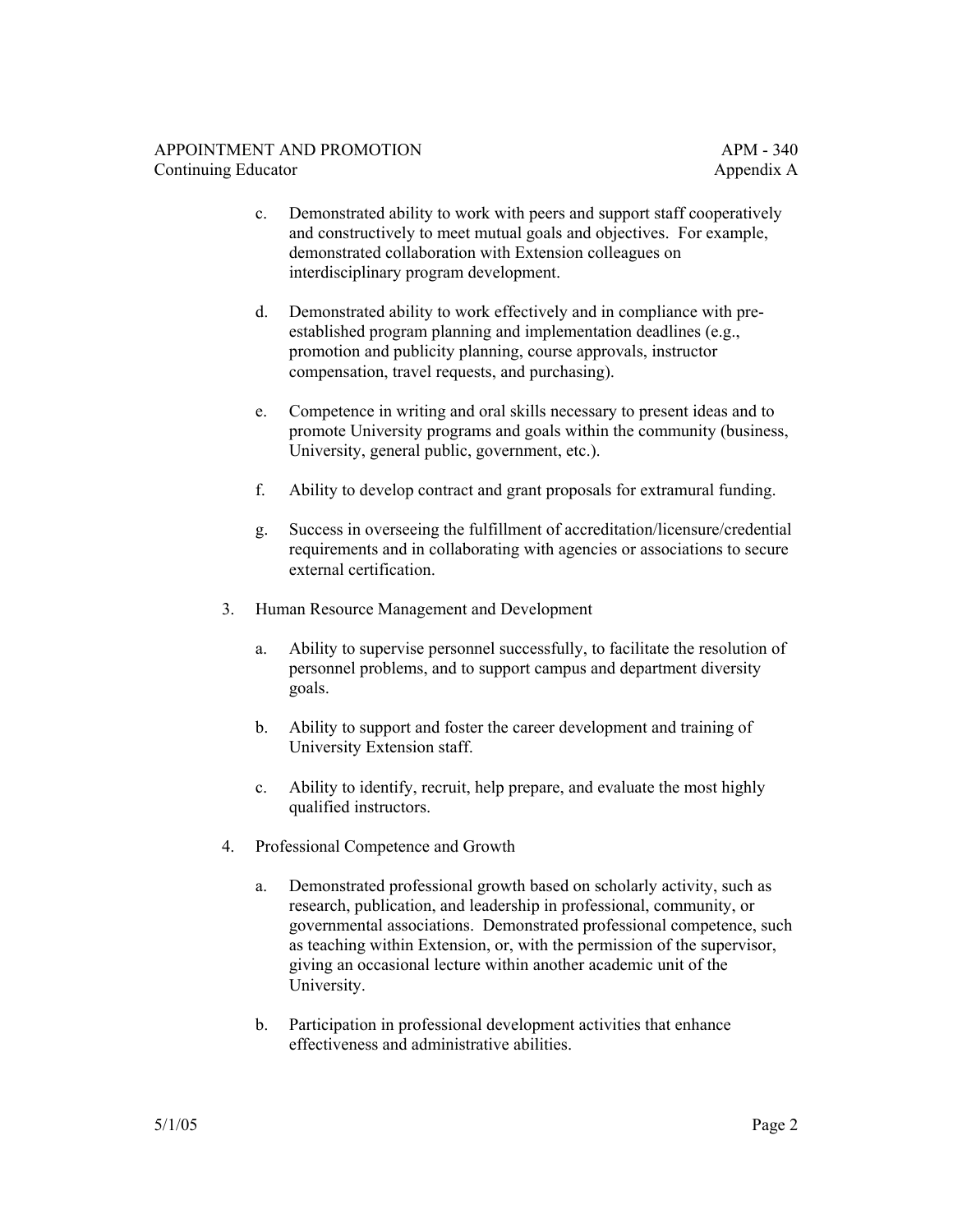c. Demonstrated ability to work with peers and support staff cooperatively and constructively to meet mutual goals and objectives. For example, demonstrated collaboration with Extension colleagues on interdisciplinary program development.

d. Demonstrated ability to work effectively and in compliance with pre-established program planning and implementation deadlines (e.g., promotion and publicity planning, course approvals, instructor compensation, travel requests, and purchasing).

e. Competence in writing and oral skills necessary to present ideas and to promote University programs and goals within the community (business, University, general public, government, etc.).

f. Ability to develop contract and grant proposals for extramural funding.

g. Success in overseeing the fulfillment of accreditation/licensure/credential requirements and in collaborating with agencies or associations to secure external certification.

3. Human Resource Management and Development

   a. Ability to supervise personnel successfully, to facilitate the resolution of personnel problems, and to support campus and department diversity goals.

   b. Ability to support and foster the career development and training of University Extension staff.

   c. Ability to identify, recruit, help prepare, and evaluate the most highly qualified instructors.

4. Professional Competence and Growth

   a. Demonstrated professional growth based on scholarly activity, such as research, publication, and leadership in professional, community, or governmental associations. Demonstrated professional competence, such as teaching within Extension, or, with the permission of the supervisor, giving an occasional lecture within another academic unit of the University.

   b. Participation in professional development activities that enhance effectiveness and administrative abilities.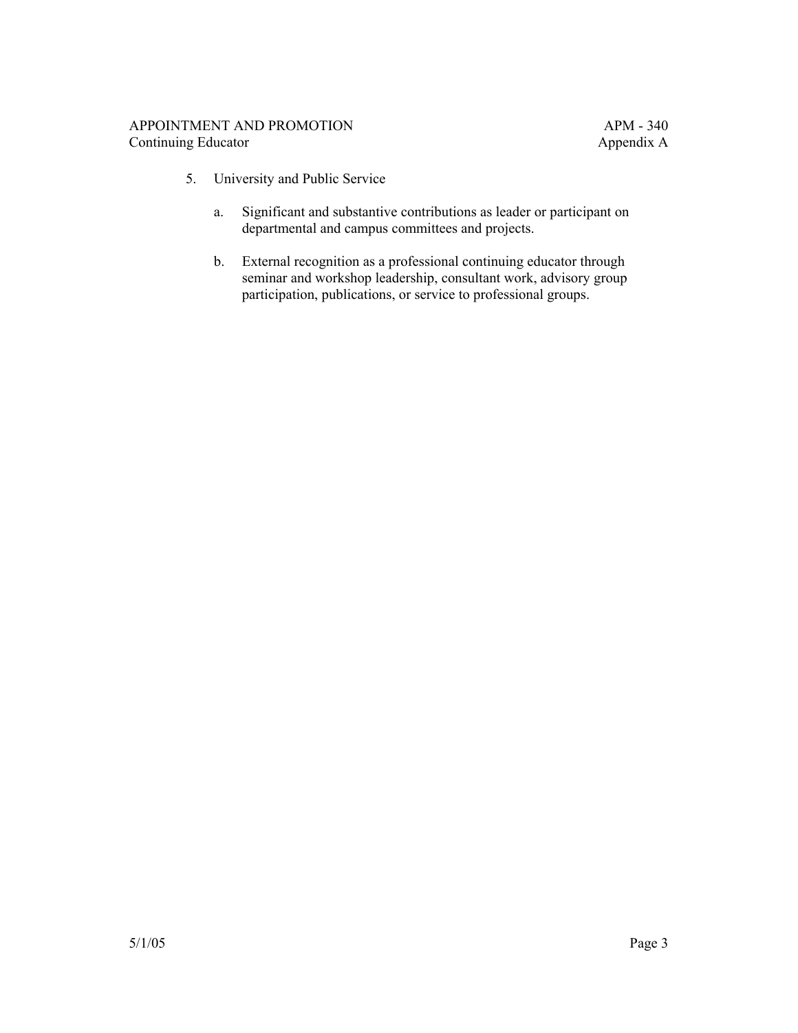5. University and Public Service

   a. Significant and substantive contributions as leader or participant on departmental and campus committees and projects.

   b. External recognition as a professional continuing educator through seminar and workshop leadership, consultant work, advisory group participation, publications, or service to professional groups.